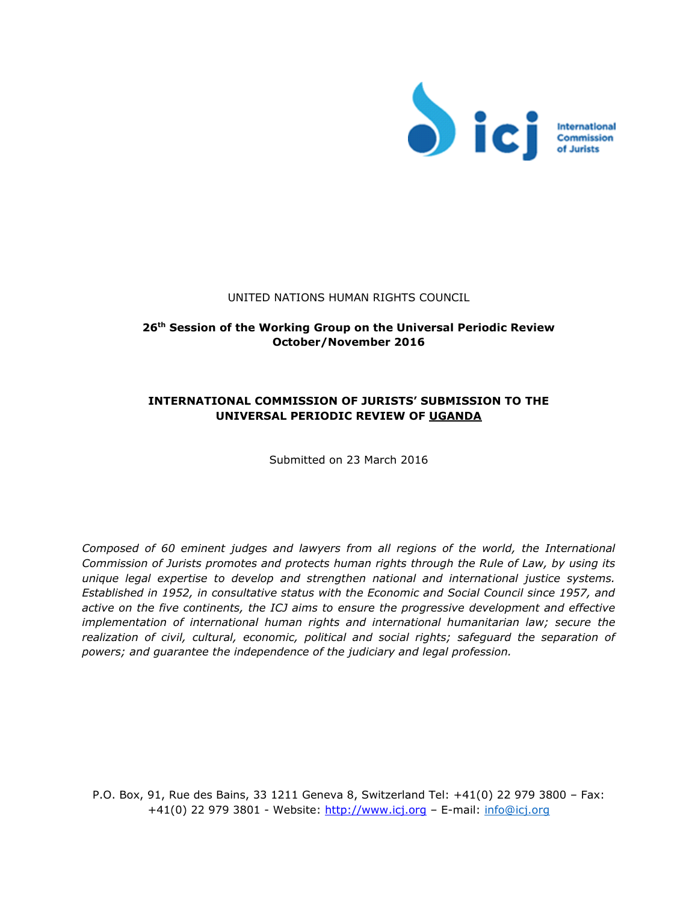International Commission of Jurists

UNITED NATIONS HUMAN RIGHTS COUNCIL

**26th Session of the Working Group on the Universal Periodic Review**
**October/November 2016**

**INTERNATIONAL COMMISSION OF JURISTS' SUBMISSION TO THE UNIVERSAL PERIODIC REVIEW OF UGANDA**

Submitted on 23 March 2016

*Composed of 60 eminent judges and lawyers from all regions of the world, the International Commission of Jurists promotes and protects human rights through the Rule of Law, by using its unique legal expertise to develop and strengthen national and international justice systems. Established in 1952, in consultative status with the Economic and Social Council since 1957, and active on the five continents, the ICJ aims to ensure the progressive development and effective implementation of international human rights and international humanitarian law; secure the realization of civil, cultural, economic, political and social rights; safeguard the separation of powers; and guarantee the independence of the judiciary and legal profession.*

P.O. Box, 91, Rue des Bains, 33 1211 Geneva 8, Switzerland Tel: +41(0) 22 979 3800 – Fax: +41(0) 22 979 3801 - Website: http://www.icj.org – E-mail: info@icj.org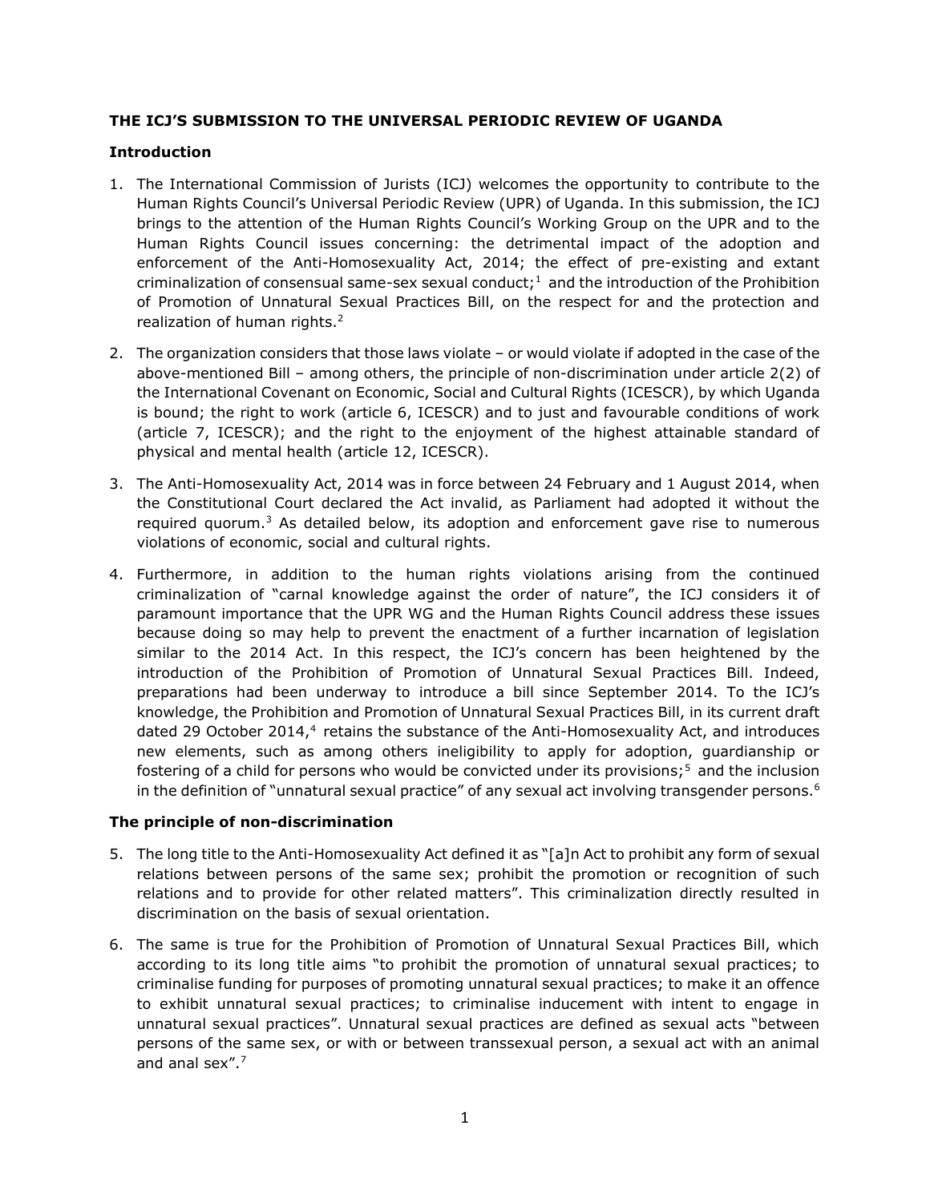**THE ICJ'S SUBMISSION TO THE UNIVERSAL PERIODIC REVIEW OF UGANDA**

**Introduction**

1. The International Commission of Jurists (ICJ) welcomes the opportunity to contribute to the Human Rights Council's Universal Periodic Review (UPR) of Uganda. In this submission, the ICJ brings to the attention of the Human Rights Council's Working Group on the UPR and to the Human Rights Council issues concerning: the detrimental impact of the adoption and enforcement of the Anti-Homosexuality Act, 2014; the effect of pre-existing and extant criminalization of consensual same-sex sexual conduct;[1] and the introduction of the Prohibition of Promotion of Unnatural Sexual Practices Bill, on the respect for and the protection and realization of human rights.[2]

2. The organization considers that those laws violate – or would violate if adopted in the case of the above-mentioned Bill – among others, the principle of non-discrimination under article 2(2) of the International Covenant on Economic, Social and Cultural Rights (ICESCR), by which Uganda is bound; the right to work (article 6, ICESCR) and to just and favourable conditions of work (article 7, ICESCR); and the right to the enjoyment of the highest attainable standard of physical and mental health (article 12, ICESCR).

3. The Anti-Homosexuality Act, 2014 was in force between 24 February and 1 August 2014, when the Constitutional Court declared the Act invalid, as Parliament had adopted it without the required quorum.[3] As detailed below, its adoption and enforcement gave rise to numerous violations of economic, social and cultural rights.

4. Furthermore, in addition to the human rights violations arising from the continued criminalization of "carnal knowledge against the order of nature", the ICJ considers it of paramount importance that the UPR WG and the Human Rights Council address these issues because doing so may help to prevent the enactment of a further incarnation of legislation similar to the 2014 Act. In this respect, the ICJ's concern has been heightened by the introduction of the Prohibition of Promotion of Unnatural Sexual Practices Bill. Indeed, preparations had been underway to introduce a bill since September 2014. To the ICJ's knowledge, the Prohibition and Promotion of Unnatural Sexual Practices Bill, in its current draft dated 29 October 2014,[4] retains the substance of the Anti-Homosexuality Act, and introduces new elements, such as among others ineligibility to apply for adoption, guardianship or fostering of a child for persons who would be convicted under its provisions;[5] and the inclusion in the definition of "unnatural sexual practice" of any sexual act involving transgender persons.[6]

**The principle of non-discrimination**

5. The long title to the Anti-Homosexuality Act defined it as "[a]n Act to prohibit any form of sexual relations between persons of the same sex; prohibit the promotion or recognition of such relations and to provide for other related matters". This criminalization directly resulted in discrimination on the basis of sexual orientation.

6. The same is true for the Prohibition of Promotion of Unnatural Sexual Practices Bill, which according to its long title aims "to prohibit the promotion of unnatural sexual practices; to criminalise funding for purposes of promoting unnatural sexual practices; to make it an offence to exhibit unnatural sexual practices; to criminalise inducement with intent to engage in unnatural sexual practices". Unnatural sexual practices are defined as sexual acts "between persons of the same sex, or with or between transsexual person, a sexual act with an animal and anal sex".[7]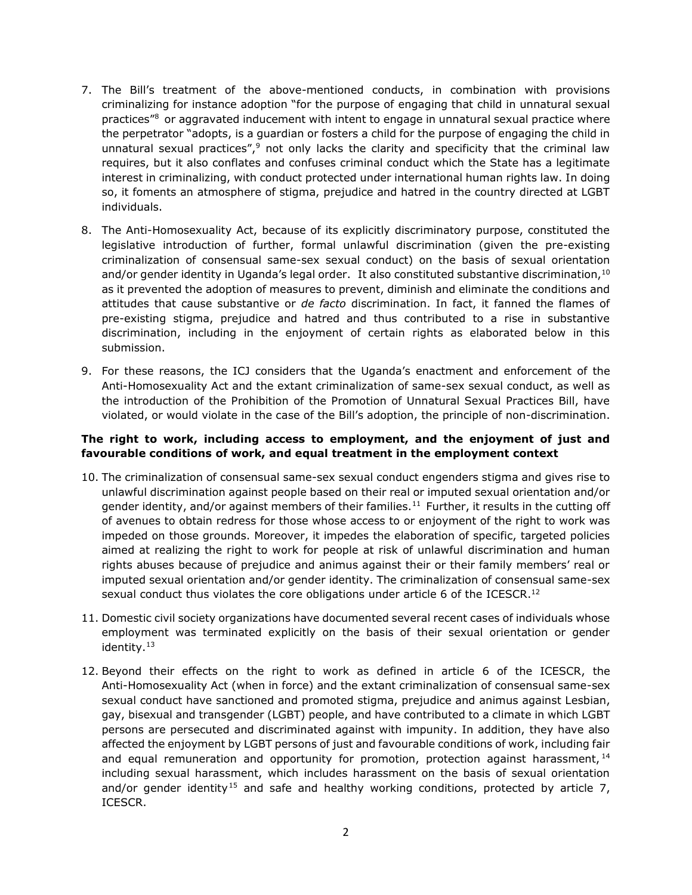7. The Bill's treatment of the above-mentioned conducts, in combination with provisions criminalizing for instance adoption "for the purpose of engaging that child in unnatural sexual practices"[8] or aggravated inducement with intent to engage in unnatural sexual practice where the perpetrator "adopts, is a guardian or fosters a child for the purpose of engaging the child in unnatural sexual practices",[9] not only lacks the clarity and specificity that the criminal law requires, but it also conflates and confuses criminal conduct which the State has a legitimate interest in criminalizing, with conduct protected under international human rights law. In doing so, it foments an atmosphere of stigma, prejudice and hatred in the country directed at LGBT individuals.

8. The Anti-Homosexuality Act, because of its explicitly discriminatory purpose, constituted the legislative introduction of further, formal unlawful discrimination (given the pre-existing criminalization of consensual same-sex sexual conduct) on the basis of sexual orientation and/or gender identity in Uganda's legal order. It also constituted substantive discrimination,[10] as it prevented the adoption of measures to prevent, diminish and eliminate the conditions and attitudes that cause substantive or *de facto* discrimination. In fact, it fanned the flames of pre-existing stigma, prejudice and hatred and thus contributed to a rise in substantive discrimination, including in the enjoyment of certain rights as elaborated below in this submission.

9. For these reasons, the ICJ considers that the Uganda's enactment and enforcement of the Anti-Homosexuality Act and the extant criminalization of same-sex sexual conduct, as well as the introduction of the Prohibition of the Promotion of Unnatural Sexual Practices Bill, have violated, or would violate in the case of the Bill's adoption, the principle of non-discrimination.

**The right to work, including access to employment, and the enjoyment of just and favourable conditions of work, and equal treatment in the employment context**

10. The criminalization of consensual same-sex sexual conduct engenders stigma and gives rise to unlawful discrimination against people based on their real or imputed sexual orientation and/or gender identity, and/or against members of their families.[11] Further, it results in the cutting off of avenues to obtain redress for those whose access to or enjoyment of the right to work was impeded on those grounds. Moreover, it impedes the elaboration of specific, targeted policies aimed at realizing the right to work for people at risk of unlawful discrimination and human rights abuses because of prejudice and animus against their or their family members' real or imputed sexual orientation and/or gender identity. The criminalization of consensual same-sex sexual conduct thus violates the core obligations under article 6 of the ICESCR.[12]

11. Domestic civil society organizations have documented several recent cases of individuals whose employment was terminated explicitly on the basis of their sexual orientation or gender identity.[13]

12. Beyond their effects on the right to work as defined in article 6 of the ICESCR, the Anti-Homosexuality Act (when in force) and the extant criminalization of consensual same-sex sexual conduct have sanctioned and promoted stigma, prejudice and animus against Lesbian, gay, bisexual and transgender (LGBT) people, and have contributed to a climate in which LGBT persons are persecuted and discriminated against with impunity. In addition, they have also affected the enjoyment by LGBT persons of just and favourable conditions of work, including fair and equal remuneration and opportunity for promotion, protection against harassment,[14] including sexual harassment, which includes harassment on the basis of sexual orientation and/or gender identity[15] and safe and healthy working conditions, protected by article 7, ICESCR.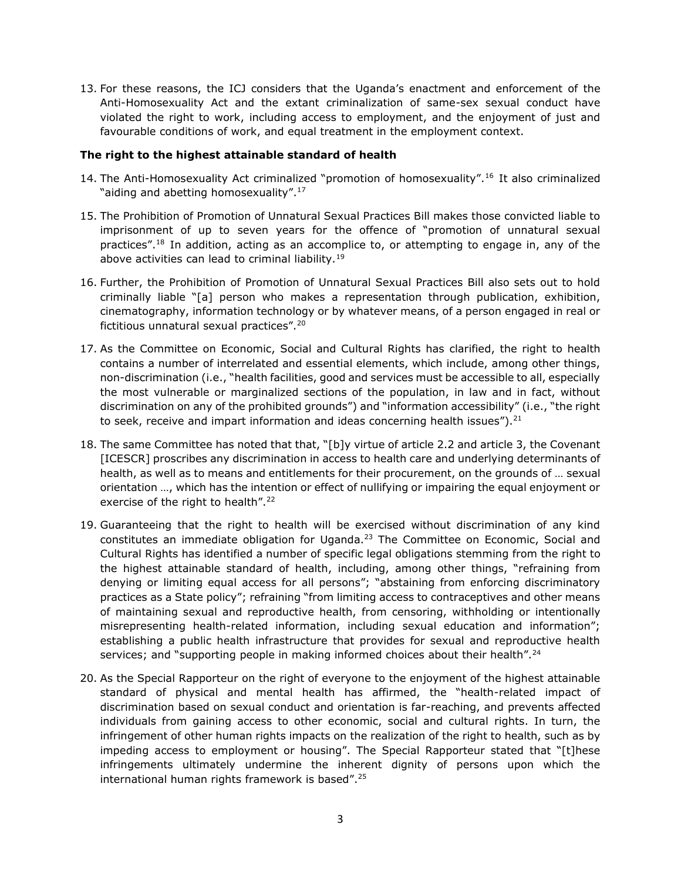13. For these reasons, the ICJ considers that the Uganda's enactment and enforcement of the Anti-Homosexuality Act and the extant criminalization of same-sex sexual conduct have violated the right to work, including access to employment, and the enjoyment of just and favourable conditions of work, and equal treatment in the employment context.

**The right to the highest attainable standard of health**

14. The Anti-Homosexuality Act criminalized "promotion of homosexuality".[16] It also criminalized "aiding and abetting homosexuality".[17]

15. The Prohibition of Promotion of Unnatural Sexual Practices Bill makes those convicted liable to imprisonment of up to seven years for the offence of "promotion of unnatural sexual practices".[18] In addition, acting as an accomplice to, or attempting to engage in, any of the above activities can lead to criminal liability.[19]

16. Further, the Prohibition of Promotion of Unnatural Sexual Practices Bill also sets out to hold criminally liable "[a] person who makes a representation through publication, exhibition, cinematography, information technology or by whatever means, of a person engaged in real or fictitious unnatural sexual practices".[20]

17. As the Committee on Economic, Social and Cultural Rights has clarified, the right to health contains a number of interrelated and essential elements, which include, among other things, non-discrimination (i.e., "health facilities, good and services must be accessible to all, especially the most vulnerable or marginalized sections of the population, in law and in fact, without discrimination on any of the prohibited grounds") and "information accessibility" (i.e., "the right to seek, receive and impart information and ideas concerning health issues").[21]

18. The same Committee has noted that that, "[b]y virtue of article 2.2 and article 3, the Covenant [ICESCR] proscribes any discrimination in access to health care and underlying determinants of health, as well as to means and entitlements for their procurement, on the grounds of … sexual orientation …, which has the intention or effect of nullifying or impairing the equal enjoyment or exercise of the right to health".[22]

19. Guaranteeing that the right to health will be exercised without discrimination of any kind constitutes an immediate obligation for Uganda.[23] The Committee on Economic, Social and Cultural Rights has identified a number of specific legal obligations stemming from the right to the highest attainable standard of health, including, among other things, "refraining from denying or limiting equal access for all persons"; "abstaining from enforcing discriminatory practices as a State policy"; refraining "from limiting access to contraceptives and other means of maintaining sexual and reproductive health, from censoring, withholding or intentionally misrepresenting health-related information, including sexual education and information"; establishing a public health infrastructure that provides for sexual and reproductive health services; and "supporting people in making informed choices about their health".[24]

20. As the Special Rapporteur on the right of everyone to the enjoyment of the highest attainable standard of physical and mental health has affirmed, the "health-related impact of discrimination based on sexual conduct and orientation is far-reaching, and prevents affected individuals from gaining access to other economic, social and cultural rights. In turn, the infringement of other human rights impacts on the realization of the right to health, such as by impeding access to employment or housing". The Special Rapporteur stated that "[t]hese infringements ultimately undermine the inherent dignity of persons upon which the international human rights framework is based".[25]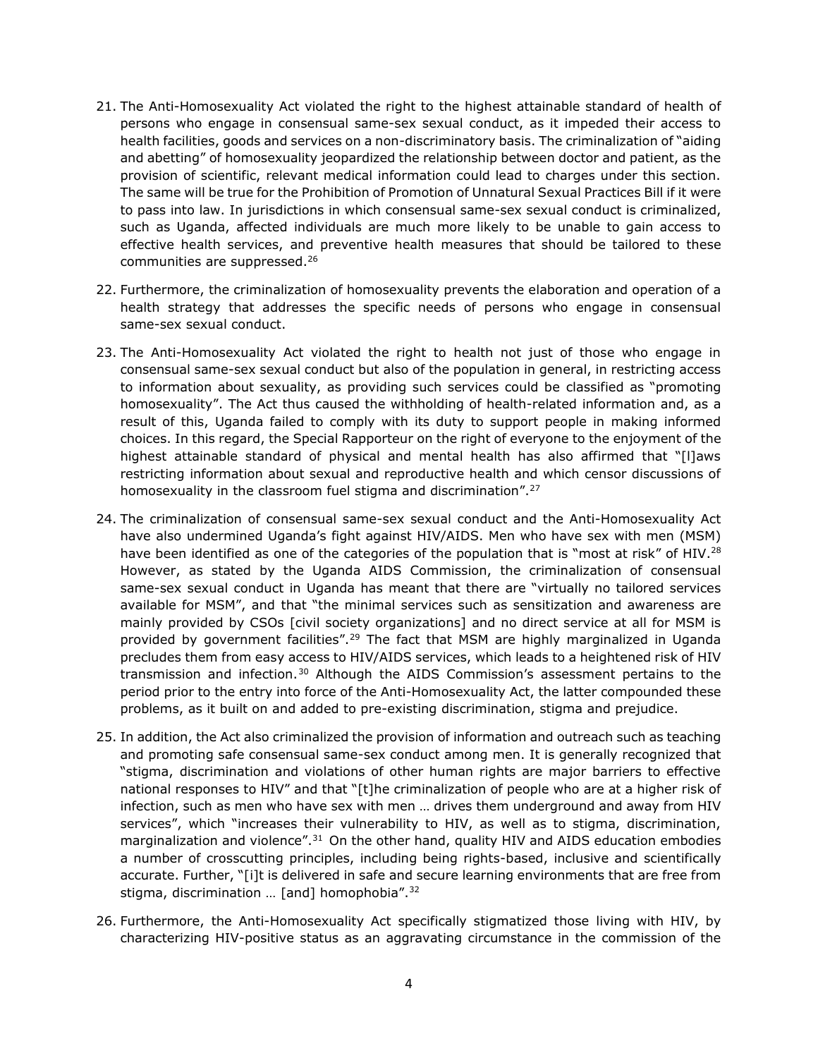21. The Anti-Homosexuality Act violated the right to the highest attainable standard of health of persons who engage in consensual same-sex sexual conduct, as it impeded their access to health facilities, goods and services on a non-discriminatory basis. The criminalization of "aiding and abetting" of homosexuality jeopardized the relationship between doctor and patient, as the provision of scientific, relevant medical information could lead to charges under this section. The same will be true for the Prohibition of Promotion of Unnatural Sexual Practices Bill if it were to pass into law. In jurisdictions in which consensual same-sex sexual conduct is criminalized, such as Uganda, affected individuals are much more likely to be unable to gain access to effective health services, and preventive health measures that should be tailored to these communities are suppressed.[26]

22. Furthermore, the criminalization of homosexuality prevents the elaboration and operation of a health strategy that addresses the specific needs of persons who engage in consensual same-sex sexual conduct.

23. The Anti-Homosexuality Act violated the right to health not just of those who engage in consensual same-sex sexual conduct but also of the population in general, in restricting access to information about sexuality, as providing such services could be classified as "promoting homosexuality". The Act thus caused the withholding of health-related information and, as a result of this, Uganda failed to comply with its duty to support people in making informed choices. In this regard, the Special Rapporteur on the right of everyone to the enjoyment of the highest attainable standard of physical and mental health has also affirmed that "[l]aws restricting information about sexual and reproductive health and which censor discussions of homosexuality in the classroom fuel stigma and discrimination".[27]

24. The criminalization of consensual same-sex sexual conduct and the Anti-Homosexuality Act have also undermined Uganda's fight against HIV/AIDS. Men who have sex with men (MSM) have been identified as one of the categories of the population that is "most at risk" of HIV.[28] However, as stated by the Uganda AIDS Commission, the criminalization of consensual same-sex sexual conduct in Uganda has meant that there are "virtually no tailored services available for MSM", and that "the minimal services such as sensitization and awareness are mainly provided by CSOs [civil society organizations] and no direct service at all for MSM is provided by government facilities".[29] The fact that MSM are highly marginalized in Uganda precludes them from easy access to HIV/AIDS services, which leads to a heightened risk of HIV transmission and infection.[30] Although the AIDS Commission's assessment pertains to the period prior to the entry into force of the Anti-Homosexuality Act, the latter compounded these problems, as it built on and added to pre-existing discrimination, stigma and prejudice.

25. In addition, the Act also criminalized the provision of information and outreach such as teaching and promoting safe consensual same-sex conduct among men. It is generally recognized that "stigma, discrimination and violations of other human rights are major barriers to effective national responses to HIV" and that "[t]he criminalization of people who are at a higher risk of infection, such as men who have sex with men … drives them underground and away from HIV services", which "increases their vulnerability to HIV, as well as to stigma, discrimination, marginalization and violence".[31] On the other hand, quality HIV and AIDS education embodies a number of crosscutting principles, including being rights-based, inclusive and scientifically accurate. Further, "[i]t is delivered in safe and secure learning environments that are free from stigma, discrimination … [and] homophobia".[32]

26. Furthermore, the Anti-Homosexuality Act specifically stigmatized those living with HIV, by characterizing HIV-positive status as an aggravating circumstance in the commission of the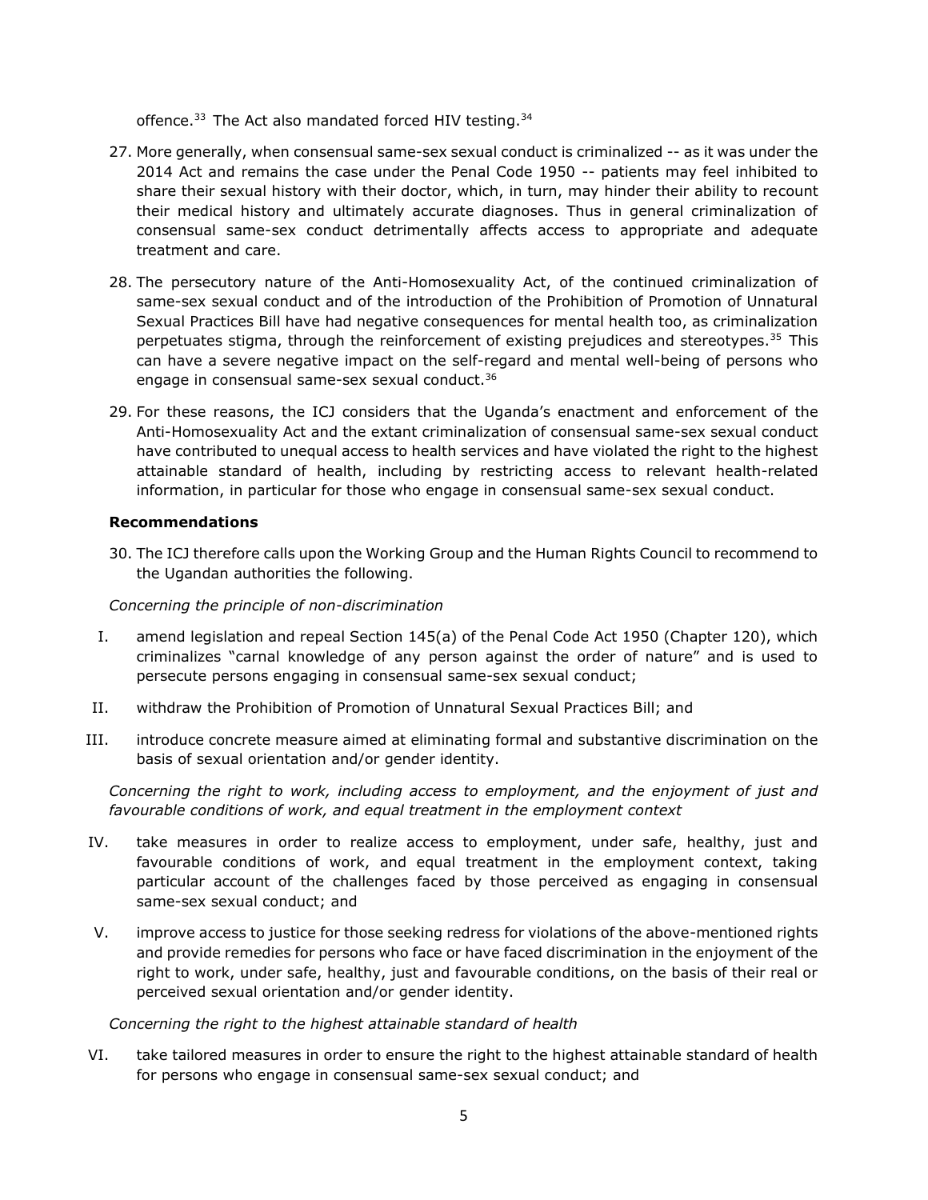offence.[33] The Act also mandated forced HIV testing.[34]

27. More generally, when consensual same-sex sexual conduct is criminalized -- as it was under the 2014 Act and remains the case under the Penal Code 1950 -- patients may feel inhibited to share their sexual history with their doctor, which, in turn, may hinder their ability to recount their medical history and ultimately accurate diagnoses. Thus in general criminalization of consensual same-sex conduct detrimentally affects access to appropriate and adequate treatment and care.

28. The persecutory nature of the Anti-Homosexuality Act, of the continued criminalization of same-sex sexual conduct and of the introduction of the Prohibition of Promotion of Unnatural Sexual Practices Bill have had negative consequences for mental health too, as criminalization perpetuates stigma, through the reinforcement of existing prejudices and stereotypes.[35] This can have a severe negative impact on the self-regard and mental well-being of persons who engage in consensual same-sex sexual conduct.[36]

29. For these reasons, the ICJ considers that the Uganda's enactment and enforcement of the Anti-Homosexuality Act and the extant criminalization of consensual same-sex sexual conduct have contributed to unequal access to health services and have violated the right to the highest attainable standard of health, including by restricting access to relevant health-related information, in particular for those who engage in consensual same-sex sexual conduct.

**Recommendations**

30. The ICJ therefore calls upon the Working Group and the Human Rights Council to recommend to the Ugandan authorities the following.

*Concerning the principle of non-discrimination*

I. amend legislation and repeal Section 145(a) of the Penal Code Act 1950 (Chapter 120), which criminalizes "carnal knowledge of any person against the order of nature" and is used to persecute persons engaging in consensual same-sex sexual conduct;

II. withdraw the Prohibition of Promotion of Unnatural Sexual Practices Bill; and

III. introduce concrete measure aimed at eliminating formal and substantive discrimination on the basis of sexual orientation and/or gender identity.

*Concerning the right to work, including access to employment, and the enjoyment of just and favourable conditions of work, and equal treatment in the employment context*

IV. take measures in order to realize access to employment, under safe, healthy, just and favourable conditions of work, and equal treatment in the employment context, taking particular account of the challenges faced by those perceived as engaging in consensual same-sex sexual conduct; and

V. improve access to justice for those seeking redress for violations of the above-mentioned rights and provide remedies for persons who face or have faced discrimination in the enjoyment of the right to work, under safe, healthy, just and favourable conditions, on the basis of their real or perceived sexual orientation and/or gender identity.

*Concerning the right to the highest attainable standard of health*

VI. take tailored measures in order to ensure the right to the highest attainable standard of health for persons who engage in consensual same-sex sexual conduct; and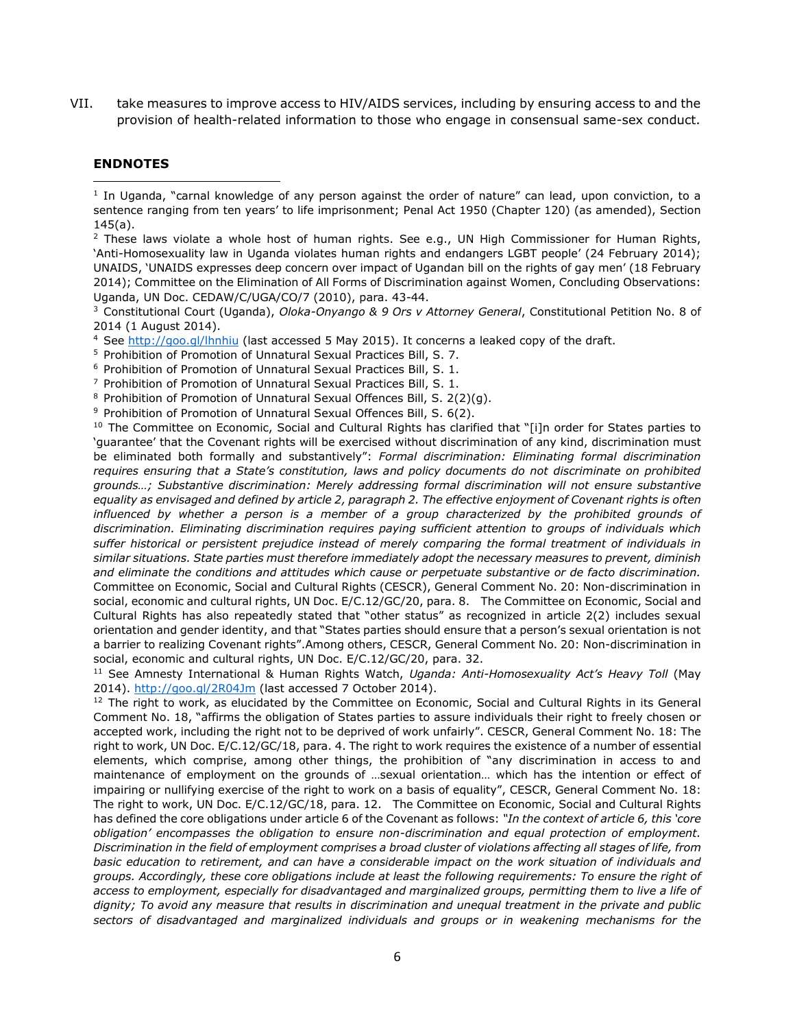VII. take measures to improve access to HIV/AIDS services, including by ensuring access to and the provision of health-related information to those who engage in consensual same-sex conduct.

**ENDNOTES**

[1] In Uganda, "carnal knowledge of any person against the order of nature" can lead, upon conviction, to a sentence ranging from ten years' to life imprisonment; Penal Act 1950 (Chapter 120) (as amended), Section 145(a).

[2] These laws violate a whole host of human rights. See e.g., UN High Commissioner for Human Rights, 'Anti-Homosexuality law in Uganda violates human rights and endangers LGBT people' (24 February 2014); UNAIDS, 'UNAIDS expresses deep concern over impact of Ugandan bill on the rights of gay men' (18 February 2014); Committee on the Elimination of All Forms of Discrimination against Women, Concluding Observations: Uganda, UN Doc. CEDAW/C/UGA/CO/7 (2010), para. 43-44.

[3] Constitutional Court (Uganda), *Oloka-Onyango & 9 Ors v Attorney General*, Constitutional Petition No. 8 of 2014 (1 August 2014).

[4] See http://goo.gl/lhnhiu (last accessed 5 May 2015). It concerns a leaked copy of the draft.

[5] Prohibition of Promotion of Unnatural Sexual Practices Bill, S. 7.

[6] Prohibition of Promotion of Unnatural Sexual Practices Bill, S. 1.

[7] Prohibition of Promotion of Unnatural Sexual Practices Bill, S. 1.

[8] Prohibition of Promotion of Unnatural Sexual Offences Bill, S. 2(2)(g).

[9] Prohibition of Promotion of Unnatural Sexual Offences Bill, S. 6(2).

[10] The Committee on Economic, Social and Cultural Rights has clarified that "[i]n order for States parties to 'guarantee' that the Covenant rights will be exercised without discrimination of any kind, discrimination must be eliminated both formally and substantively": *Formal discrimination: Eliminating formal discrimination requires ensuring that a State's constitution, laws and policy documents do not discriminate on prohibited grounds…; Substantive discrimination: Merely addressing formal discrimination will not ensure substantive equality as envisaged and defined by article 2, paragraph 2. The effective enjoyment of Covenant rights is often influenced by whether a person is a member of a group characterized by the prohibited grounds of discrimination. Eliminating discrimination requires paying sufficient attention to groups of individuals which suffer historical or persistent prejudice instead of merely comparing the formal treatment of individuals in similar situations. State parties must therefore immediately adopt the necessary measures to prevent, diminish and eliminate the conditions and attitudes which cause or perpetuate substantive or de facto discrimination.* Committee on Economic, Social and Cultural Rights (CESCR), General Comment No. 20: Non-discrimination in social, economic and cultural rights, UN Doc. E/C.12/GC/20, para. 8. The Committee on Economic, Social and Cultural Rights has also repeatedly stated that "other status" as recognized in article 2(2) includes sexual orientation and gender identity, and that "States parties should ensure that a person's sexual orientation is not a barrier to realizing Covenant rights".Among others, CESCR, General Comment No. 20: Non-discrimination in social, economic and cultural rights, UN Doc. E/C.12/GC/20, para. 32.

[11] See Amnesty International & Human Rights Watch, *Uganda: Anti-Homosexuality Act's Heavy Toll* (May 2014). http://goo.gl/2R04Jm (last accessed 7 October 2014).

[12] The right to work, as elucidated by the Committee on Economic, Social and Cultural Rights in its General Comment No. 18, "affirms the obligation of States parties to assure individuals their right to freely chosen or accepted work, including the right not to be deprived of work unfairly". CESCR, General Comment No. 18: The right to work, UN Doc. E/C.12/GC/18, para. 4. The right to work requires the existence of a number of essential elements, which comprise, among other things, the prohibition of "any discrimination in access to and maintenance of employment on the grounds of …sexual orientation… which has the intention or effect of impairing or nullifying exercise of the right to work on a basis of equality", CESCR, General Comment No. 18: The right to work, UN Doc. E/C.12/GC/18, para. 12. The Committee on Economic, Social and Cultural Rights has defined the core obligations under article 6 of the Covenant as follows: *"In the context of article 6, this 'core obligation' encompasses the obligation to ensure non-discrimination and equal protection of employment. Discrimination in the field of employment comprises a broad cluster of violations affecting all stages of life, from basic education to retirement, and can have a considerable impact on the work situation of individuals and groups. Accordingly, these core obligations include at least the following requirements: To ensure the right of access to employment, especially for disadvantaged and marginalized groups, permitting them to live a life of dignity; To avoid any measure that results in discrimination and unequal treatment in the private and public sectors of disadvantaged and marginalized individuals and groups or in weakening mechanisms for the*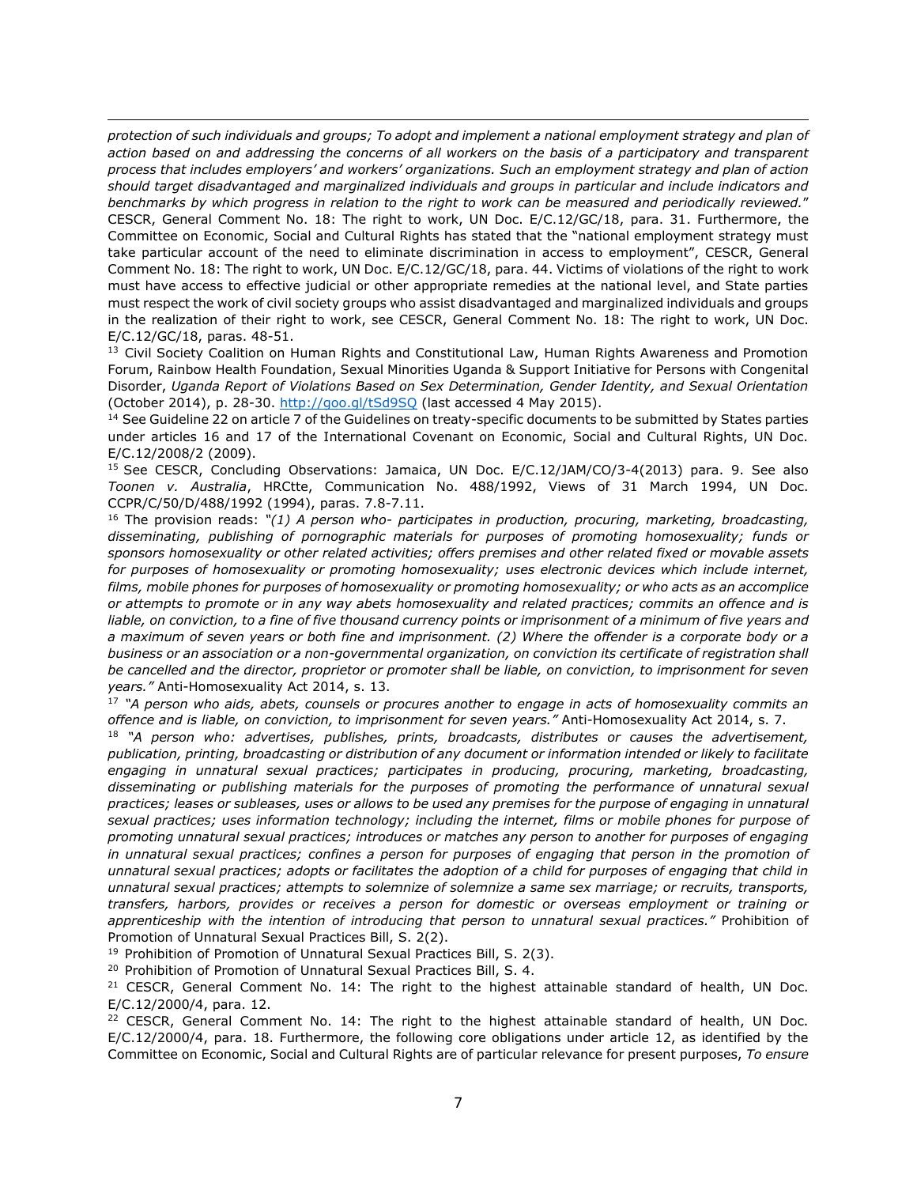*protection of such individuals and groups; To adopt and implement a national employment strategy and plan of action based on and addressing the concerns of all workers on the basis of a participatory and transparent process that includes employers' and workers' organizations. Such an employment strategy and plan of action should target disadvantaged and marginalized individuals and groups in particular and include indicators and benchmarks by which progress in relation to the right to work can be measured and periodically reviewed.*" CESCR, General Comment No. 18: The right to work, UN Doc. E/C.12/GC/18, para. 31. Furthermore, the Committee on Economic, Social and Cultural Rights has stated that the "national employment strategy must take particular account of the need to eliminate discrimination in access to employment", CESCR, General Comment No. 18: The right to work, UN Doc. E/C.12/GC/18, para. 44. Victims of violations of the right to work must have access to effective judicial or other appropriate remedies at the national level, and State parties must respect the work of civil society groups who assist disadvantaged and marginalized individuals and groups in the realization of their right to work, see CESCR, General Comment No. 18: The right to work, UN Doc. E/C.12/GC/18, paras. 48-51.

[13] Civil Society Coalition on Human Rights and Constitutional Law, Human Rights Awareness and Promotion Forum, Rainbow Health Foundation, Sexual Minorities Uganda & Support Initiative for Persons with Congenital Disorder, *Uganda Report of Violations Based on Sex Determination, Gender Identity, and Sexual Orientation* (October 2014), p. 28-30. http://goo.gl/tSd9SQ (last accessed 4 May 2015).

[14] See Guideline 22 on article 7 of the Guidelines on treaty-specific documents to be submitted by States parties under articles 16 and 17 of the International Covenant on Economic, Social and Cultural Rights, UN Doc. E/C.12/2008/2 (2009).

[15] See CESCR, Concluding Observations: Jamaica, UN Doc. E/C.12/JAM/CO/3-4(2013) para. 9. See also *Toonen v. Australia*, HRCtte, Communication No. 488/1992, Views of 31 March 1994, UN Doc. CCPR/C/50/D/488/1992 (1994), paras. 7.8-7.11.

[16] The provision reads: *"(1) A person who- participates in production, procuring, marketing, broadcasting, disseminating, publishing of pornographic materials for purposes of promoting homosexuality; funds or sponsors homosexuality or other related activities; offers premises and other related fixed or movable assets for purposes of homosexuality or promoting homosexuality; uses electronic devices which include internet, films, mobile phones for purposes of homosexuality or promoting homosexuality; or who acts as an accomplice or attempts to promote or in any way abets homosexuality and related practices; commits an offence and is liable, on conviction, to a fine of five thousand currency points or imprisonment of a minimum of five years and a maximum of seven years or both fine and imprisonment. (2) Where the offender is a corporate body or a business or an association or a non-governmental organization, on conviction its certificate of registration shall be cancelled and the director, proprietor or promoter shall be liable, on conviction, to imprisonment for seven years."* Anti-Homosexuality Act 2014, s. 13.

[17] *"A person who aids, abets, counsels or procures another to engage in acts of homosexuality commits an offence and is liable, on conviction, to imprisonment for seven years."* Anti-Homosexuality Act 2014, s. 7.

[18] *"A person who: advertises, publishes, prints, broadcasts, distributes or causes the advertisement, publication, printing, broadcasting or distribution of any document or information intended or likely to facilitate engaging in unnatural sexual practices; participates in producing, procuring, marketing, broadcasting, disseminating or publishing materials for the purposes of promoting the performance of unnatural sexual practices; leases or subleases, uses or allows to be used any premises for the purpose of engaging in unnatural sexual practices; uses information technology; including the internet, films or mobile phones for purpose of promoting unnatural sexual practices; introduces or matches any person to another for purposes of engaging in unnatural sexual practices; confines a person for purposes of engaging that person in the promotion of unnatural sexual practices; adopts or facilitates the adoption of a child for purposes of engaging that child in unnatural sexual practices; attempts to solemnize of solemnize a same sex marriage; or recruits, transports, transfers, harbors, provides or receives a person for domestic or overseas employment or training or apprenticeship with the intention of introducing that person to unnatural sexual practices."* Prohibition of Promotion of Unnatural Sexual Practices Bill, S. 2(2).

[19] Prohibition of Promotion of Unnatural Sexual Practices Bill, S. 2(3).

[20] Prohibition of Promotion of Unnatural Sexual Practices Bill, S. 4.

[21] CESCR, General Comment No. 14: The right to the highest attainable standard of health, UN Doc. E/C.12/2000/4, para. 12.

[22] CESCR, General Comment No. 14: The right to the highest attainable standard of health, UN Doc. E/C.12/2000/4, para. 18. Furthermore, the following core obligations under article 12, as identified by the Committee on Economic, Social and Cultural Rights are of particular relevance for present purposes, *To ensure*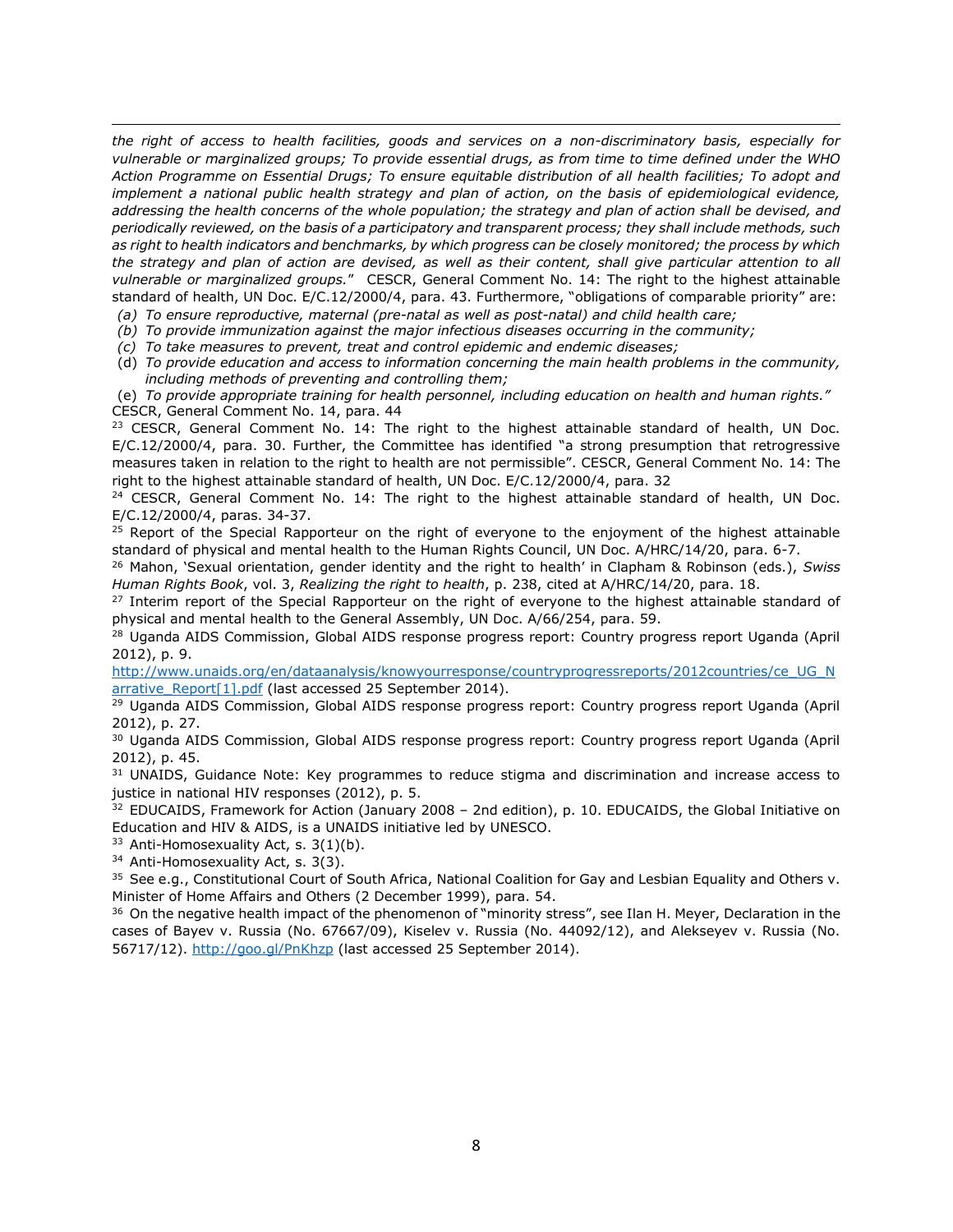*the right of access to health facilities, goods and services on a non-discriminatory basis, especially for vulnerable or marginalized groups; To provide essential drugs, as from time to time defined under the WHO Action Programme on Essential Drugs; To ensure equitable distribution of all health facilities; To adopt and implement a national public health strategy and plan of action, on the basis of epidemiological evidence, addressing the health concerns of the whole population; the strategy and plan of action shall be devised, and periodically reviewed, on the basis of a participatory and transparent process; they shall include methods, such as right to health indicators and benchmarks, by which progress can be closely monitored; the process by which the strategy and plan of action are devised, as well as their content, shall give particular attention to all vulnerable or marginalized groups.*" CESCR, General Comment No. 14: The right to the highest attainable standard of health, UN Doc. E/C.12/2000/4, para. 43. Furthermore, "obligations of comparable priority" are:

(a) *To ensure reproductive, maternal (pre-natal as well as post-natal) and child health care;*
(b) *To provide immunization against the major infectious diseases occurring in the community;*
(c) *To take measures to prevent, treat and control epidemic and endemic diseases;*
(d) *To provide education and access to information concerning the main health problems in the community, including methods of preventing and controlling them;*
(e) *To provide appropriate training for health personnel, including education on health and human rights."*

CESCR, General Comment No. 14, para. 44

[23] CESCR, General Comment No. 14: The right to the highest attainable standard of health, UN Doc. E/C.12/2000/4, para. 30. Further, the Committee has identified "a strong presumption that retrogressive measures taken in relation to the right to health are not permissible". CESCR, General Comment No. 14: The right to the highest attainable standard of health, UN Doc. E/C.12/2000/4, para. 32

[24] CESCR, General Comment No. 14: The right to the highest attainable standard of health, UN Doc. E/C.12/2000/4, paras. 34-37.

[25] Report of the Special Rapporteur on the right of everyone to the enjoyment of the highest attainable standard of physical and mental health to the Human Rights Council, UN Doc. A/HRC/14/20, para. 6-7.

[26] Mahon, 'Sexual orientation, gender identity and the right to health' in Clapham & Robinson (eds.), *Swiss Human Rights Book*, vol. 3, *Realizing the right to health*, p. 238, cited at A/HRC/14/20, para. 18.

[27] Interim report of the Special Rapporteur on the right of everyone to the highest attainable standard of physical and mental health to the General Assembly, UN Doc. A/66/254, para. 59.

[28] Uganda AIDS Commission, Global AIDS response progress report: Country progress report Uganda (April 2012), p. 9.
http://www.unaids.org/en/dataanalysis/knowyourresponse/countryprogressreports/2012countries/ce_UG_Narrative_Report[1].pdf (last accessed 25 September 2014).

[29] Uganda AIDS Commission, Global AIDS response progress report: Country progress report Uganda (April 2012), p. 27.

[30] Uganda AIDS Commission, Global AIDS response progress report: Country progress report Uganda (April 2012), p. 45.

[31] UNAIDS, Guidance Note: Key programmes to reduce stigma and discrimination and increase access to justice in national HIV responses (2012), p. 5.

[32] EDUCAIDS, Framework for Action (January 2008 – 2nd edition), p. 10. EDUCAIDS, the Global Initiative on Education and HIV & AIDS, is a UNAIDS initiative led by UNESCO.

[33] Anti-Homosexuality Act, s. 3(1)(b).

[34] Anti-Homosexuality Act, s. 3(3).

[35] See e.g., Constitutional Court of South Africa, National Coalition for Gay and Lesbian Equality and Others v. Minister of Home Affairs and Others (2 December 1999), para. 54.

[36] On the negative health impact of the phenomenon of "minority stress", see Ilan H. Meyer, Declaration in the cases of Bayev v. Russia (No. 67667/09), Kiselev v. Russia (No. 44092/12), and Alekseyev v. Russia (No. 56717/12). http://goo.gl/PnKhzp (last accessed 25 September 2014).